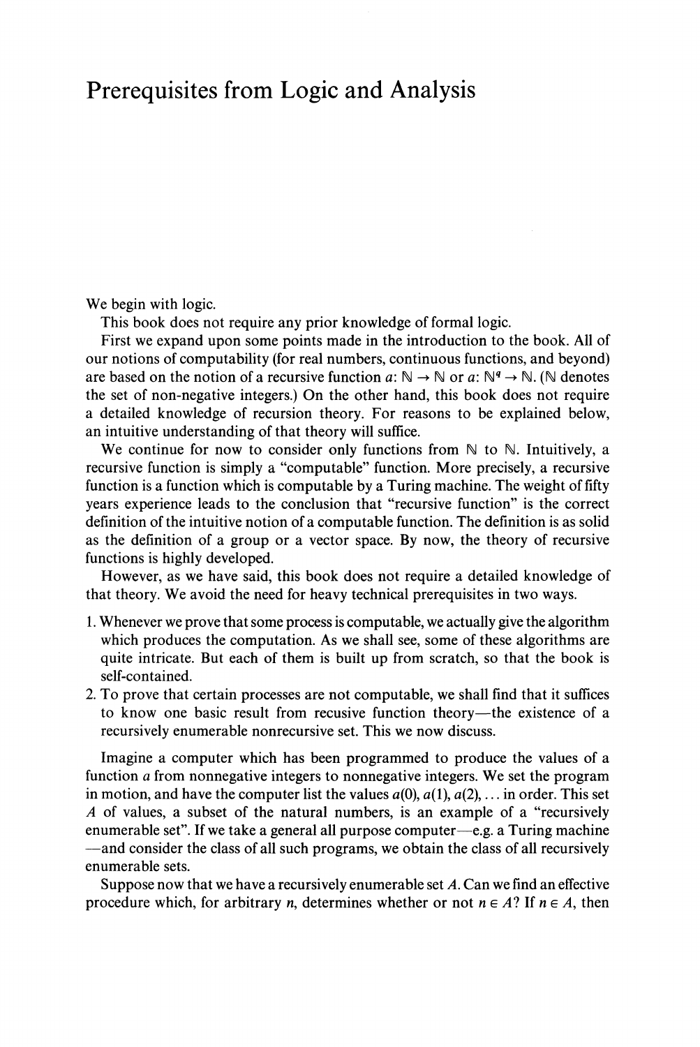# Prerequisites from Logic and Analysis

We begin with logic.

This book does not require any prior knowledge of formal logic.

First we expand upon some points made in the introduction to the book. All of our notions of computability (for real numbers, continuous functions, and beyond) are based on the notion of a recursive function $a: \mathbb{N} \to \mathbb{N}$ or $a: \mathbb{N}^q \to \mathbb{N}$. ($\mathbb{N}$ denotes the set of non-negative integers.) On the other hand, this book does not require a detailed knowledge of recursion theory. For reasons to be explained below, an intuitive understanding of that theory will suffice.

We continue for now to consider only functions from $\mathbb{N}$ to $\mathbb{N}$. Intuitively, a recursive function is simply a "computable" function. More precisely, a recursive function is a function which is computable by a Turing machine. The weight of fifty years experience leads to the conclusion that "recursive function" is the correct definition of the intuitive notion of a computable function. The definition is as solid as the definition of a group or a vector space. By now, the theory of recursive functions is highly developed.

However, as we have said, this book does not require a detailed knowledge of that theory. We avoid the need for heavy technical prerequisites in two ways.

1. Whenever we prove that some process is computable, we actually give the algorithm which produces the computation. As we shall see, some of these algorithms are quite intricate. But each of them is built up from scratch, so that the book is self-contained.
2. To prove that certain processes are not computable, we shall find that it suffices to know one basic result from recusive function theory—the existence of a recursively enumerable nonrecursive set. This we now discuss.

Imagine a computer which has been programmed to produce the values of a function $a$ from nonnegative integers to nonnegative integers. We set the program in motion, and have the computer list the values $a(0), a(1), a(2), \ldots$ in order. This set $A$ of values, a subset of the natural numbers, is an example of a "recursively enumerable set". If we take a general all purpose computer—e.g. a Turing machine—and consider the class of all such programs, we obtain the class of all recursively enumerable sets.

Suppose now that we have a recursively enumerable set $A$. Can we find an effective procedure which, for arbitrary $n$, determines whether or not $n \in A$? If $n \in A$, then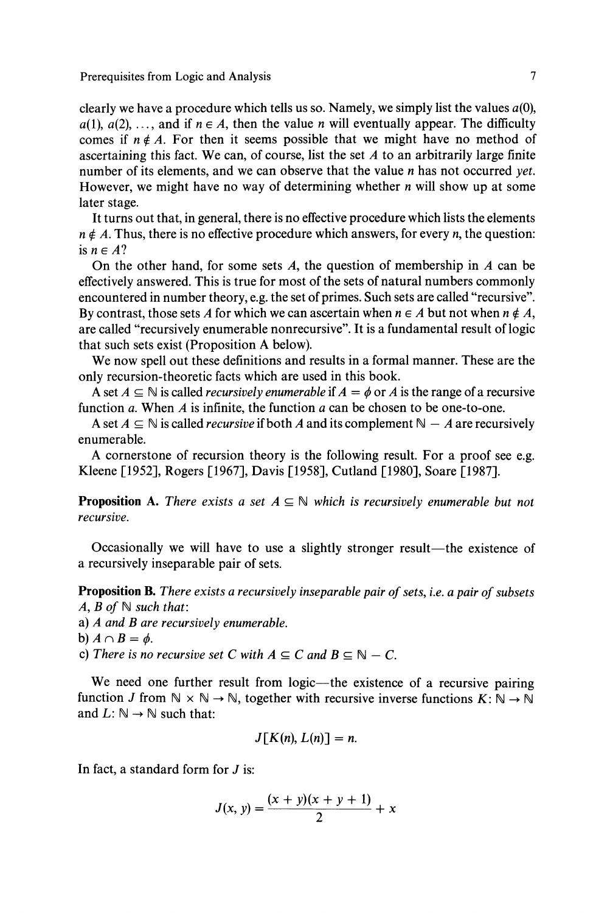clearly we have a procedure which tells us so. Namely, we simply list the values $a(0)$, $a(1)$, $a(2)$, ..., and if $n \in A$, then the value $n$ will eventually appear. The difficulty comes if $n \notin A$. For then it seems possible that we might have no method of ascertaining this fact. We can, of course, list the set $A$ to an arbitrarily large finite number of its elements, and we can observe that the value $n$ has not occurred *yet*. However, we might have no way of determining whether $n$ will show up at some later stage.

It turns out that, in general, there is no effective procedure which lists the elements $n \notin A$. Thus, there is no effective procedure which answers, for every $n$, the question: is $n \in A$?

On the other hand, for some sets $A$, the question of membership in $A$ can be effectively answered. This is true for most of the sets of natural numbers commonly encountered in number theory, e.g. the set of primes. Such sets are called "recursive". By contrast, those sets $A$ for which we can ascertain when $n \in A$ but not when $n \notin A$, are called "recursively enumerable nonrecursive". It is a fundamental result of logic that such sets exist (Proposition A below).

We now spell out these definitions and results in a formal manner. These are the only recursion-theoretic facts which are used in this book.

A set $A \subseteq \mathbb{N}$ is called *recursively enumerable* if $A = \phi$ or $A$ is the range of a recursive function $a$. When $A$ is infinite, the function $a$ can be chosen to be one-to-one.

A set $A \subseteq \mathbb{N}$ is called *recursive* if both $A$ and its complement $\mathbb{N} - A$ are recursively enumerable.

A cornerstone of recursion theory is the following result. For a proof see e.g. Kleene [1952], Rogers [1967], Davis [1958], Cutland [1980], Soare [1987].

**Proposition A.** *There exists a set $A \subseteq \mathbb{N}$ which is recursively enumerable but not recursive.*

Occasionally we will have to use a slightly stronger result—the existence of a recursively inseparable pair of sets.

**Proposition B.** *There exists a recursively inseparable pair of sets, i.e. a pair of subsets $A$, $B$ of $\mathbb{N}$ such that:*
*a) $A$ and $B$ are recursively enumerable.*
*b) $A \cap B = \phi$.*
*c) There is no recursive set $C$ with $A \subseteq C$ and $B \subseteq \mathbb{N} - C$.*

We need one further result from logic—the existence of a recursive pairing function $J$ from $\mathbb{N} \times \mathbb{N} \to \mathbb{N}$, together with recursive inverse functions $K: \mathbb{N} \to \mathbb{N}$ and $L: \mathbb{N} \to \mathbb{N}$ such that:

$$J[K(n), L(n)] = n.$$

In fact, a standard form for $J$ is:

$$J(x, y) = \frac{(x + y)(x + y + 1)}{2} + x$$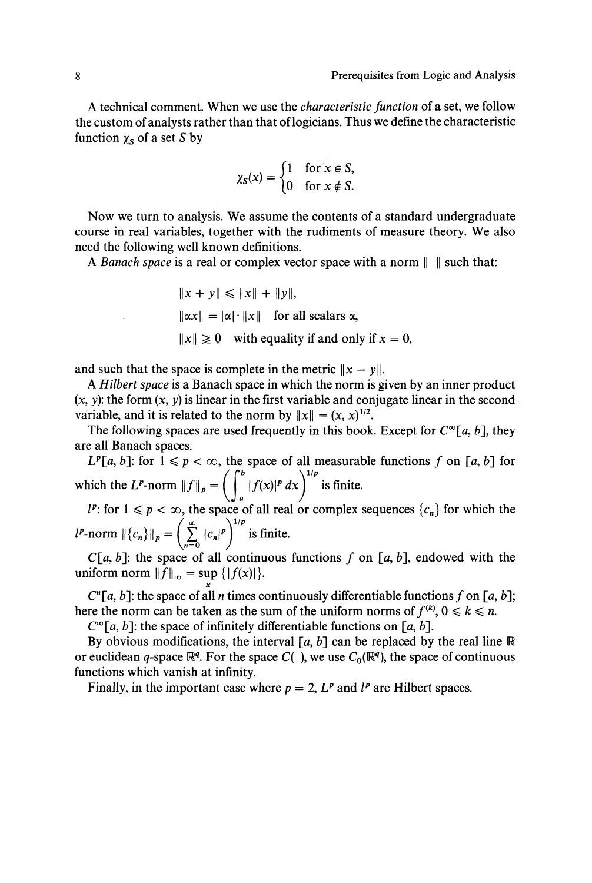A technical comment. When we use the *characteristic function* of a set, we follow the custom of analysts rather than that of logicians. Thus we define the characteristic function $\chi_S$ of a set $S$ by

$$\chi_S(x) = \begin{cases} 1 & \text{for } x \in S, \\ 0 & \text{for } x \notin S. \end{cases}$$

Now we turn to analysis. We assume the contents of a standard undergraduate course in real variables, together with the rudiments of measure theory. We also need the following well known definitions.

A *Banach space* is a real or complex vector space with a norm $\| \ \|$ such that:

$$\|x + y\| \leqslant \|x\| + \|y\|,$$

$$\|\alpha x\| = |\alpha| \cdot \|x\| \quad \text{for all scalars } \alpha,$$

$$\|x\| \geqslant 0 \quad \text{with equality if and only if } x = 0,$$

and such that the space is complete in the metric $\|x - y\|$.

A *Hilbert space* is a Banach space in which the norm is given by an inner product $(x, y)$: the form $(x, y)$ is linear in the first variable and conjugate linear in the second variable, and it is related to the norm by $\|x\| = (x, x)^{1/2}$.

The following spaces are used frequently in this book. Except for $C^\infty[a, b]$, they are all Banach spaces.

$L^p[a, b]$: for $1 \leqslant p < \infty$, the space of all measurable functions $f$ on $[a, b]$ for which the $L^p$-norm $\|f\|_p = \left( \int_a^b |f(x)|^p \, dx \right)^{1/p}$ is finite.

$l^p$: for $1 \leqslant p < \infty$, the space of all real or complex sequences $\{c_n\}$ for which the $l^p$-norm $\|\{c_n\}\|_p = \left( \sum_{n=0}^{\infty} |c_n|^p \right)^{1/p}$ is finite.

$C[a, b]$: the space of all continuous functions $f$ on $[a, b]$, endowed with the uniform norm $\|f\|_\infty = \sup_x \{|f(x)|\}$.

$C^n[a, b]$: the space of all $n$ times continuously differentiable functions $f$ on $[a, b]$; here the norm can be taken as the sum of the uniform norms of $f^{(k)}$, $0 \leqslant k \leqslant n$.

$C^\infty[a, b]$: the space of infinitely differentiable functions on $[a, b]$.

By obvious modifications, the interval $[a, b]$ can be replaced by the real line $\mathbb{R}$ or euclidean $q$-space $\mathbb{R}^q$. For the space $C(\ )$, we use $C_0(\mathbb{R}^q)$, the space of continuous functions which vanish at infinity.

Finally, in the important case where $p = 2$, $L^p$ and $l^p$ are Hilbert spaces.